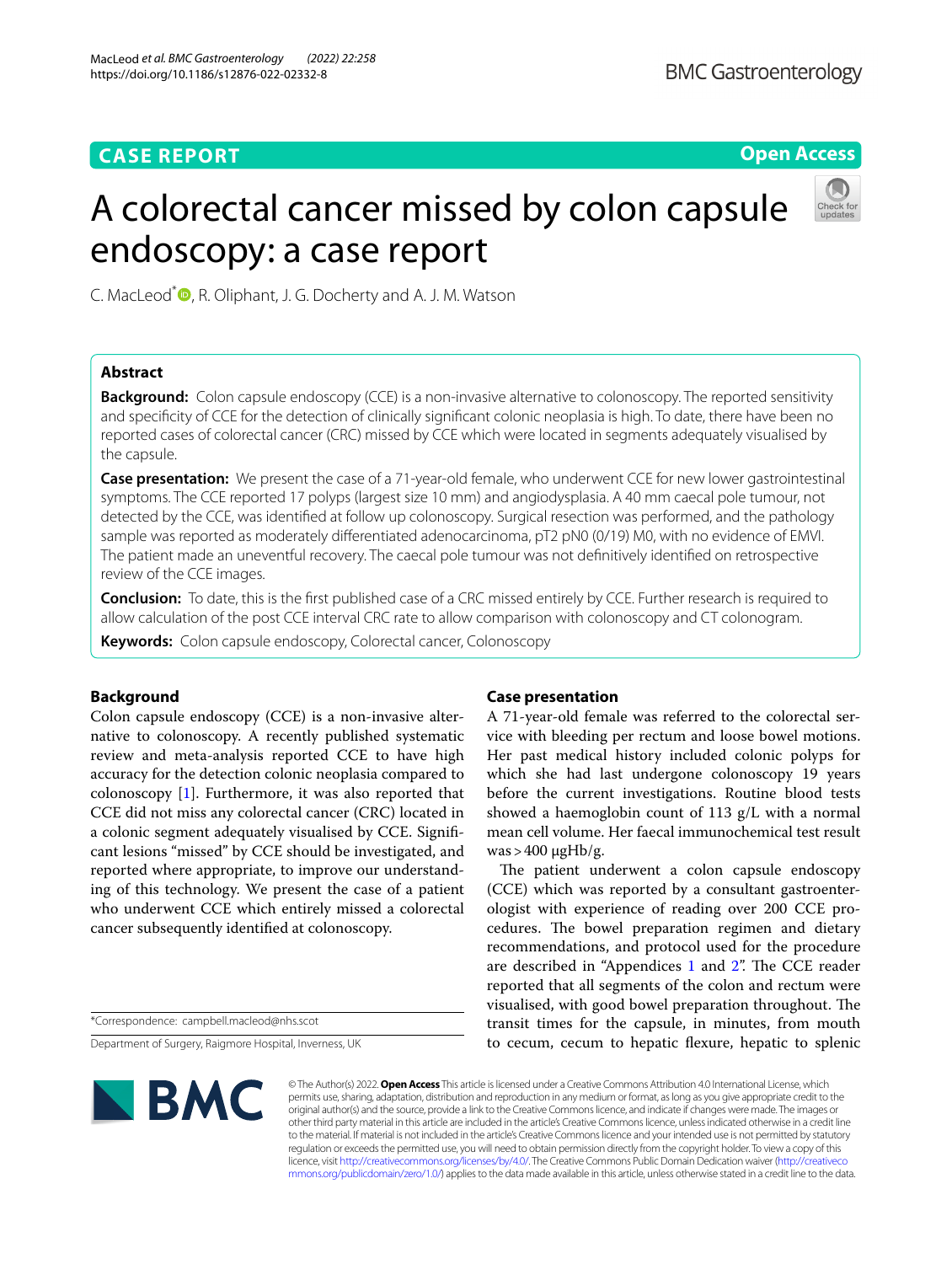CASE REPORT

Open Access

# A colorectal cancer missed by colon capsule endoscopy: a case report

C. MacLeod*, R. Oliphant, J. G. Docherty and A. J. M. Watson

## Abstract

**Background:** Colon capsule endoscopy (CCE) is a non-invasive alternative to colonoscopy. The reported sensitivity and specificity of CCE for the detection of clinically significant colonic neoplasia is high. To date, there have been no reported cases of colorectal cancer (CRC) missed by CCE which were located in segments adequately visualised by the capsule.

**Case presentation:** We present the case of a 71-year-old female, who underwent CCE for new lower gastrointestinal symptoms. The CCE reported 17 polyps (largest size 10 mm) and angiodysplasia. A 40 mm caecal pole tumour, not detected by the CCE, was identified at follow up colonoscopy. Surgical resection was performed, and the pathology sample was reported as moderately differentiated adenocarcinoma, pT2 pN0 (0/19) M0, with no evidence of EMVI. The patient made an uneventful recovery. The caecal pole tumour was not definitively identified on retrospective review of the CCE images.

**Conclusion:** To date, this is the first published case of a CRC missed entirely by CCE. Further research is required to allow calculation of the post CCE interval CRC rate to allow comparison with colonoscopy and CT colonogram.

**Keywords:** Colon capsule endoscopy, Colorectal cancer, Colonoscopy

## Background

Colon capsule endoscopy (CCE) is a non-invasive alternative to colonoscopy. A recently published systematic review and meta-analysis reported CCE to have high accuracy for the detection colonic neoplasia compared to colonoscopy [1]. Furthermore, it was also reported that CCE did not miss any colorectal cancer (CRC) located in a colonic segment adequately visualised by CCE. Significant lesions "missed" by CCE should be investigated, and reported where appropriate, to improve our understanding of this technology. We present the case of a patient who underwent CCE which entirely missed a colorectal cancer subsequently identified at colonoscopy.

*Correspondence: campbell.macleod@nhs.scot

Department of Surgery, Raigmore Hospital, Inverness, UK

## Case presentation

A 71-year-old female was referred to the colorectal service with bleeding per rectum and loose bowel motions. Her past medical history included colonic polyps for which she had last undergone colonoscopy 19 years before the current investigations. Routine blood tests showed a haemoglobin count of 113 g/L with a normal mean cell volume. Her faecal immunochemical test result was >400 µgHb/g.

The patient underwent a colon capsule endoscopy (CCE) which was reported by a consultant gastroenterologist with experience of reading over 200 CCE procedures. The bowel preparation regimen and dietary recommendations, and protocol used for the procedure are described in "Appendices 1 and 2". The CCE reader reported that all segments of the colon and rectum were visualised, with good bowel preparation throughout. The transit times for the capsule, in minutes, from mouth to cecum, cecum to hepatic flexure, hepatic to splenic

© The Author(s) 2022. **Open Access** This article is licensed under a Creative Commons Attribution 4.0 International License, which permits use, sharing, adaptation, distribution and reproduction in any medium or format, as long as you give appropriate credit to the original author(s) and the source, provide a link to the Creative Commons licence, and indicate if changes were made. The images or other third party material in this article are included in the article's Creative Commons licence, unless indicated otherwise in a credit line to the material. If material is not included in the article's Creative Commons licence and your intended use is not permitted by statutory regulation or exceeds the permitted use, you will need to obtain permission directly from the copyright holder. To view a copy of this licence, visit http://creativecommons.org/licenses/by/4.0/. The Creative Commons Public Domain Dedication waiver (http://creativecommons.org/publicdomain/zero/1.0/) applies to the data made available in this article, unless otherwise stated in a credit line to the data.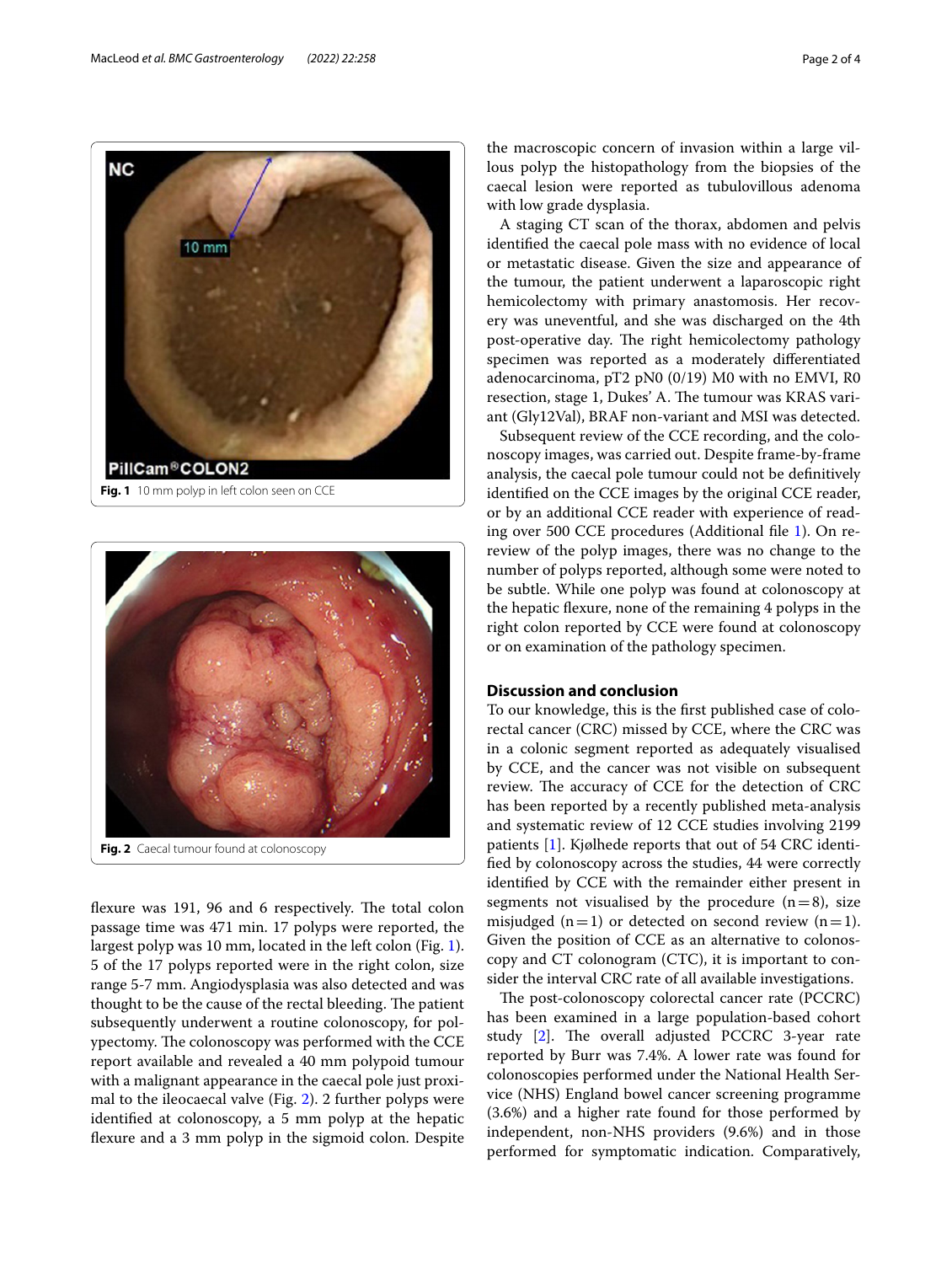Fig. 1 10 mm polyp in left colon seen on CCE

Fig. 2 Caecal tumour found at colonoscopy

flexure was 191, 96 and 6 respectively. The total colon passage time was 471 min. 17 polyps were reported, the largest polyp was 10 mm, located in the left colon (Fig. 1). 5 of the 17 polyps reported were in the right colon, size range 5-7 mm. Angiodysplasia was also detected and was thought to be the cause of the rectal bleeding. The patient subsequently underwent a routine colonoscopy, for polypectomy. The colonoscopy was performed with the CCE report available and revealed a 40 mm polypoid tumour with a malignant appearance in the caecal pole just proximal to the ileocaecal valve (Fig. 2). 2 further polyps were identified at colonoscopy, a 5 mm polyp at the hepatic flexure and a 3 mm polyp in the sigmoid colon. Despite the macroscopic concern of invasion within a large villous polyp the histopathology from the biopsies of the caecal lesion were reported as tubulovillous adenoma with low grade dysplasia.

A staging CT scan of the thorax, abdomen and pelvis identified the caecal pole mass with no evidence of local or metastatic disease. Given the size and appearance of the tumour, the patient underwent a laparoscopic right hemicolectomy with primary anastomosis. Her recovery was uneventful, and she was discharged on the 4th post-operative day. The right hemicolectomy pathology specimen was reported as a moderately differentiated adenocarcinoma, pT2 pN0 (0/19) M0 with no EMVI, R0 resection, stage 1, Dukes' A. The tumour was KRAS variant (Gly12Val), BRAF non-variant and MSI was detected.

Subsequent review of the CCE recording, and the colonoscopy images, was carried out. Despite frame-by-frame analysis, the caecal pole tumour could not be definitively identified on the CCE images by the original CCE reader, or by an additional CCE reader with experience of reading over 500 CCE procedures (Additional file 1). On re-review of the polyp images, there was no change to the number of polyps reported, although some were noted to be subtle. While one polyp was found at colonoscopy at the hepatic flexure, none of the remaining 4 polyps in the right colon reported by CCE were found at colonoscopy or on examination of the pathology specimen.

## Discussion and conclusion

To our knowledge, this is the first published case of colorectal cancer (CRC) missed by CCE, where the CRC was in a colonic segment reported as adequately visualised by CCE, and the cancer was not visible on subsequent review. The accuracy of CCE for the detection of CRC has been reported by a recently published meta-analysis and systematic review of 12 CCE studies involving 2199 patients [1]. Kjølhede reports that out of 54 CRC identified by colonoscopy across the studies, 44 were correctly identified by CCE with the remainder either present in segments not visualised by the procedure ($n=8$), size misjudged ($n=1$) or detected on second review ($n=1$). Given the position of CCE as an alternative to colonoscopy and CT colonogram (CTC), it is important to consider the interval CRC rate of all available investigations.

The post-colonoscopy colorectal cancer rate (PCCRC) has been examined in a large population-based cohort study [2]. The overall adjusted PCCRC 3-year rate reported by Burr was 7.4%. A lower rate was found for colonoscopies performed under the National Health Service (NHS) England bowel cancer screening programme (3.6%) and a higher rate found for those performed by independent, non-NHS providers (9.6%) and in those performed for symptomatic indication. Comparatively,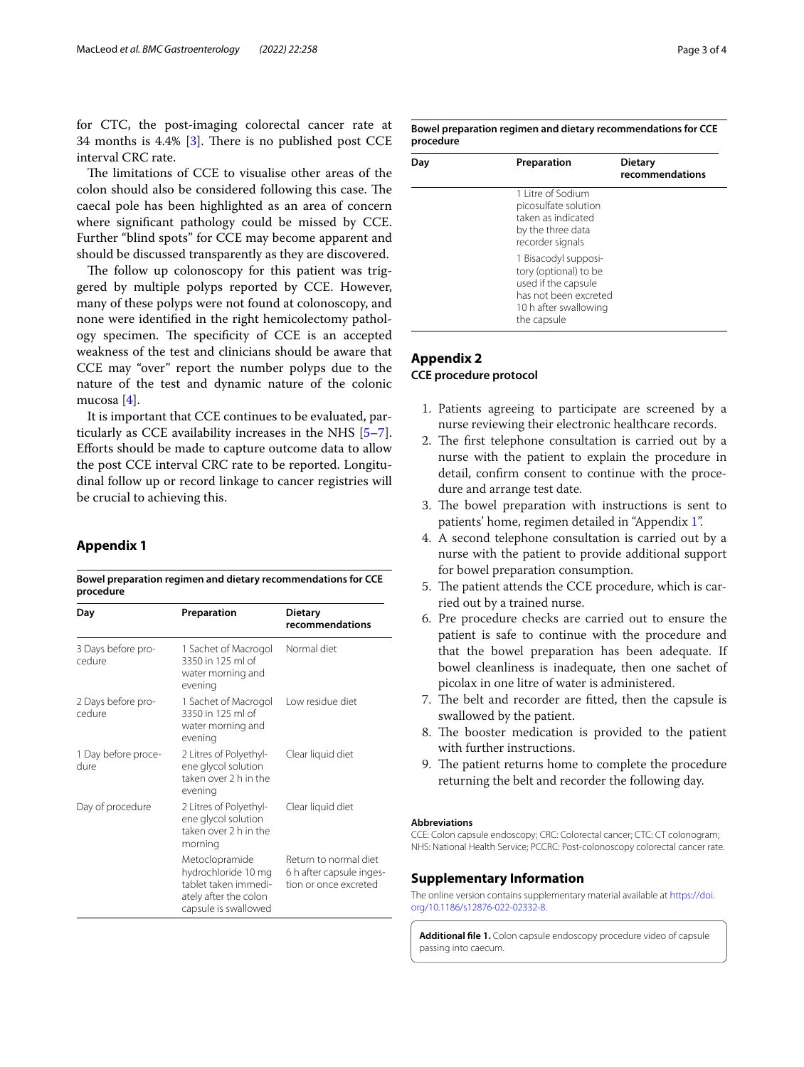for CTC, the post-imaging colorectal cancer rate at 34 months is 4.4% [3]. There is no published post CCE interval CRC rate.

The limitations of CCE to visualise other areas of the colon should also be considered following this case. The caecal pole has been highlighted as an area of concern where significant pathology could be missed by CCE. Further "blind spots" for CCE may become apparent and should be discussed transparently as they are discovered.

The follow up colonoscopy for this patient was triggered by multiple polyps reported by CCE. However, many of these polyps were not found at colonoscopy, and none were identified in the right hemicolectomy pathology specimen. The specificity of CCE is an accepted weakness of the test and clinicians should be aware that CCE may "over" report the number polyps due to the nature of the test and dynamic nature of the colonic mucosa [4].

It is important that CCE continues to be evaluated, particularly as CCE availability increases in the NHS [5–7]. Efforts should be made to capture outcome data to allow the post CCE interval CRC rate to be reported. Longitudinal follow up or record linkage to cancer registries will be crucial to achieving this.

## Appendix 1

**Bowel preparation regimen and dietary recommendations for CCE procedure**

| Day | Preparation | Dietary recommendations |
|---|---|---|
| 3 Days before procedure | 1 Sachet of Macrogol 3350 in 125 ml of water morning and evening | Normal diet |
| 2 Days before procedure | 1 Sachet of Macrogol 3350 in 125 ml of water morning and evening | Low residue diet |
| 1 Day before procedure | 2 Litres of Polyethylene glycol solution taken over 2 h in the evening | Clear liquid diet |
| Day of procedure | 2 Litres of Polyethylene glycol solution taken over 2 h in the morning | Clear liquid diet |
| | Metoclopramide hydrochloride 10 mg tablet taken immediately after the colon capsule is swallowed | Return to normal diet 6 h after capsule ingestion or once excreted |
| | 1 Litre of Sodium picosulfate solution taken as indicated by the three data recorder signals | |
| | 1 Bisacodyl suppository (optional) to be used if the capsule has not been excreted 10 h after swallowing the capsule | |

## Appendix 2

### CCE procedure protocol

1. Patients agreeing to participate are screened by a nurse reviewing their electronic healthcare records.
2. The first telephone consultation is carried out by a nurse with the patient to explain the procedure in detail, confirm consent to continue with the procedure and arrange test date.
3. The bowel preparation with instructions is sent to patients' home, regimen detailed in "Appendix 1".
4. A second telephone consultation is carried out by a nurse with the patient to provide additional support for bowel preparation consumption.
5. The patient attends the CCE procedure, which is carried out by a trained nurse.
6. Pre procedure checks are carried out to ensure the patient is safe to continue with the procedure and that the bowel preparation has been adequate. If bowel cleanliness is inadequate, then one sachet of picolax in one litre of water is administered.
7. The belt and recorder are fitted, then the capsule is swallowed by the patient.
8. The booster medication is provided to the patient with further instructions.
9. The patient returns home to complete the procedure returning the belt and recorder the following day.

#### Abbreviations

CCE: Colon capsule endoscopy; CRC: Colorectal cancer; CTC: CT colonogram; NHS: National Health Service; PCCRC: Post-colonoscopy colorectal cancer rate.

## Supplementary Information

The online version contains supplementary material available at https://doi.org/10.1186/s12876-022-02332-8.

**Additional file 1.** Colon capsule endoscopy procedure video of capsule passing into caecum.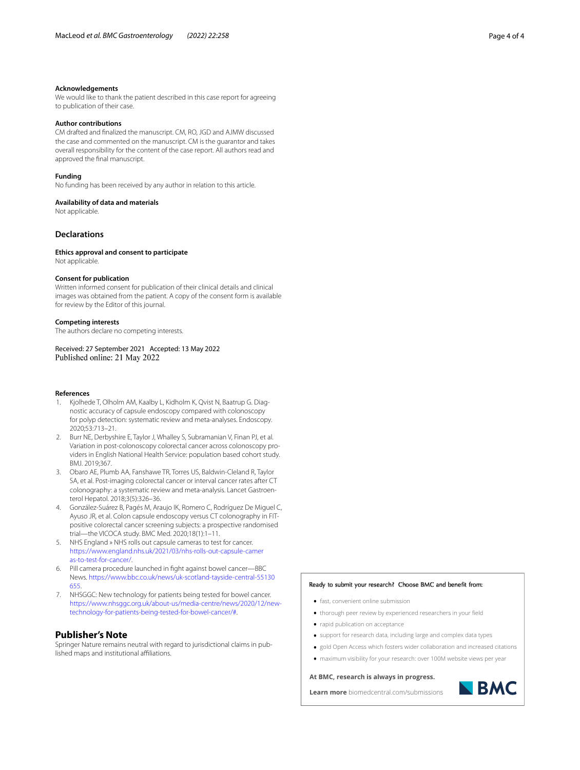### Acknowledgements
We would like to thank the patient described in this case report for agreeing to publication of their case.

### Author contributions
CM drafted and finalized the manuscript. CM, RO, JGD and AJMW discussed the case and commented on the manuscript. CM is the guarantor and takes overall responsibility for the content of the case report. All authors read and approved the final manuscript.

### Funding
No funding has been received by any author in relation to this article.

### Availability of data and materials
Not applicable.

## Declarations

### Ethics approval and consent to participate
Not applicable.

### Consent for publication
Written informed consent for publication of their clinical details and clinical images was obtained from the patient. A copy of the consent form is available for review by the Editor of this journal.

### Competing interests
The authors declare no competing interests.

Received: 27 September 2021 Accepted: 13 May 2022
Published online: 21 May 2022

### References
1. Kjolhede T, Olholm AM, Kaalby L, Kidholm K, Qvist N, Baatrup G. Diagnostic accuracy of capsule endoscopy compared with colonoscopy for polyp detection: systematic review and meta-analyses. Endoscopy. 2020;53:713–21.
2. Burr NE, Derbyshire E, Taylor J, Whalley S, Subramanian V, Finan PJ, et al. Variation in post-colonoscopy colorectal cancer across colonoscopy providers in English National Health Service: population based cohort study. BMJ. 2019;367.
3. Obaro AE, Plumb AA, Fanshawe TR, Torres US, Baldwin-Cleland R, Taylor SA, et al. Post-imaging colorectal cancer or interval cancer rates after CT colonography: a systematic review and meta-analysis. Lancet Gastroenterol Hepatol. 2018;3(5):326–36.
4. González-Suárez B, Pagés M, Araujo IK, Romero C, Rodríguez De Miguel C, Ayuso JR, et al. Colon capsule endoscopy versus CT colonography in FIT-positive colorectal cancer screening subjects: a prospective randomised trial—the VICOCA study. BMC Med. 2020;18(1):1–11.
5. NHS England » NHS rolls out capsule cameras to test for cancer. https://www.england.nhs.uk/2021/03/nhs-rolls-out-capsule-cameras-to-test-for-cancer/.
6. Pill camera procedure launched in fight against bowel cancer—BBC News. https://www.bbc.co.uk/news/uk-scotland-tayside-central-55130655.
7. NHSGGC: New technology for patients being tested for bowel cancer. https://www.nhsggc.org.uk/about-us/media-centre/news/2020/12/new-technology-for-patients-being-tested-for-bowel-cancer/#.

## Publisher's Note
Springer Nature remains neutral with regard to jurisdictional claims in published maps and institutional affiliations.

Ready to submit your research? Choose BMC and benefit from:

- fast, convenient online submission
- thorough peer review by experienced researchers in your field
- rapid publication on acceptance
- support for research data, including large and complex data types
- gold Open Access which fosters wider collaboration and increased citations
- maximum visibility for your research: over 100M website views per year

**At BMC, research is always in progress.**

**Learn more** biomedcentral.com/submissions